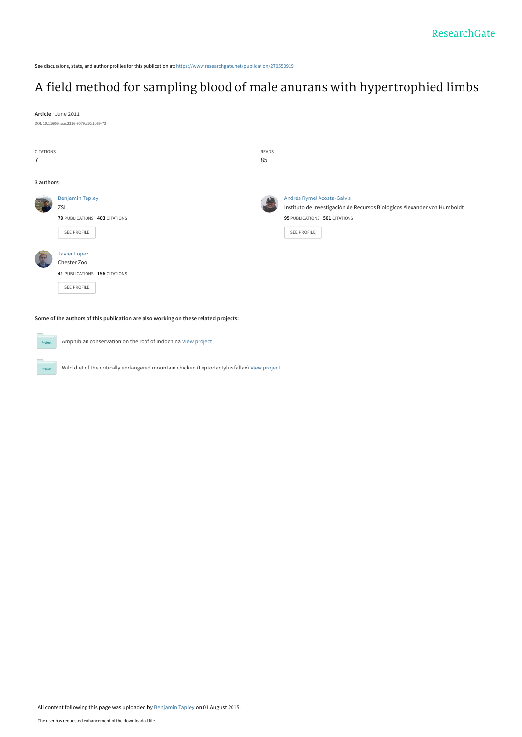See discussions, stats, and author profiles for this publication at: https://www.researchgate.net/publication/270550919

# A field method for sampling blood of male anurans with hypertrophied limbs

**Article** · June 2011

DOI: 10.11606/issn.2316-9079.v10i1p69-73

CITATIONS
7

READS
85

**3 authors:**

Benjamin Tapley
ZSL
**79** PUBLICATIONS **403** CITATIONS
SEE PROFILE

Andrés Rymel Acosta-Galvis
Instituto de Investigación de Recursos Biológicos Alexander von Humboldt
**95** PUBLICATIONS **501** CITATIONS
SEE PROFILE

Javier Lopez
Chester Zoo
**41** PUBLICATIONS **156** CITATIONS
SEE PROFILE

**Some of the authors of this publication are also working on these related projects:**

Amphibian conservation on the roof of Indochina View project

Wild diet of the critically endangered mountain chicken (Leptodactylus fallax) View project

All content following this page was uploaded by Benjamin Tapley on 01 August 2015.

The user has requested enhancement of the downloaded file.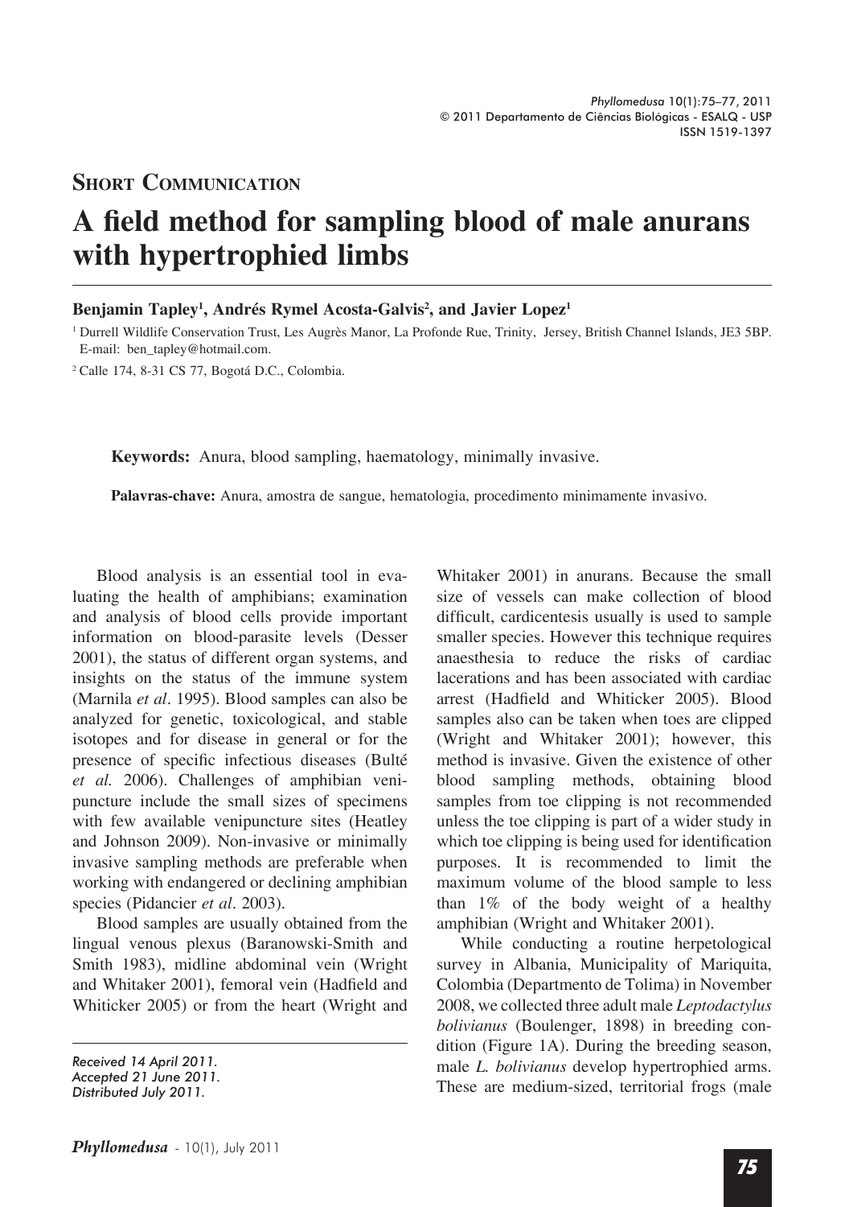## Short Communication

# A field method for sampling blood of male anurans with hypertrophied limbs

**Benjamin Tapley[1], Andrés Rymel Acosta-Galvis[2], and Javier Lopez[1]**

[1] Durrell Wildlife Conservation Trust, Les Augrès Manor, La Profonde Rue, Trinity, Jersey, British Channel Islands, JE3 5BP. E-mail: ben_tapley@hotmail.com.

[2] Calle 174, 8-31 CS 77, Bogotá D.C., Colombia.

**Keywords:** Anura, blood sampling, haematology, minimally invasive.

**Palavras-chave:** Anura, amostra de sangue, hematologia, procedimento minimamente invasivo.

Blood analysis is an essential tool in evaluating the health of amphibians; examination and analysis of blood cells provide important information on blood-parasite levels (Desser 2001), the status of different organ systems, and insights on the status of the immune system (Marnila *et al*. 1995). Blood samples can also be analyzed for genetic, toxicological, and stable isotopes and for disease in general or for the presence of specific infectious diseases (Bulté *et al.* 2006). Challenges of amphibian venipuncture include the small sizes of specimens with few available venipuncture sites (Heatley and Johnson 2009). Non-invasive or minimally invasive sampling methods are preferable when working with endangered or declining amphibian species (Pidancier *et al*. 2003).

Blood samples are usually obtained from the lingual venous plexus (Baranowski-Smith and Smith 1983), midline abdominal vein (Wright and Whitaker 2001), femoral vein (Hadfield and Whiticker 2005) or from the heart (Wright and Whitaker 2001) in anurans. Because the small size of vessels can make collection of blood difficult, cardicentesis usually is used to sample smaller species. However this technique requires anaesthesia to reduce the risks of cardiac lacerations and has been associated with cardiac arrest (Hadfield and Whiticker 2005). Blood samples also can be taken when toes are clipped (Wright and Whitaker 2001); however, this method is invasive. Given the existence of other blood sampling methods, obtaining blood samples from toe clipping is not recommended unless the toe clipping is part of a wider study in which toe clipping is being used for identification purposes. It is recommended to limit the maximum volume of the blood sample to less than 1% of the body weight of a healthy amphibian (Wright and Whitaker 2001).

While conducting a routine herpetological survey in Albania, Municipality of Mariquita, Colombia (Departmento de Tolima) in November 2008, we collected three adult male *Leptodactylus bolivianus* (Boulenger, 1898) in breeding condition (Figure 1A). During the breeding season, male *L. bolivianus* develop hypertrophied arms. These are medium-sized, territorial frogs (male

*Received 14 April 2011.*
*Accepted 21 June 2011.*
*Distributed July 2011.*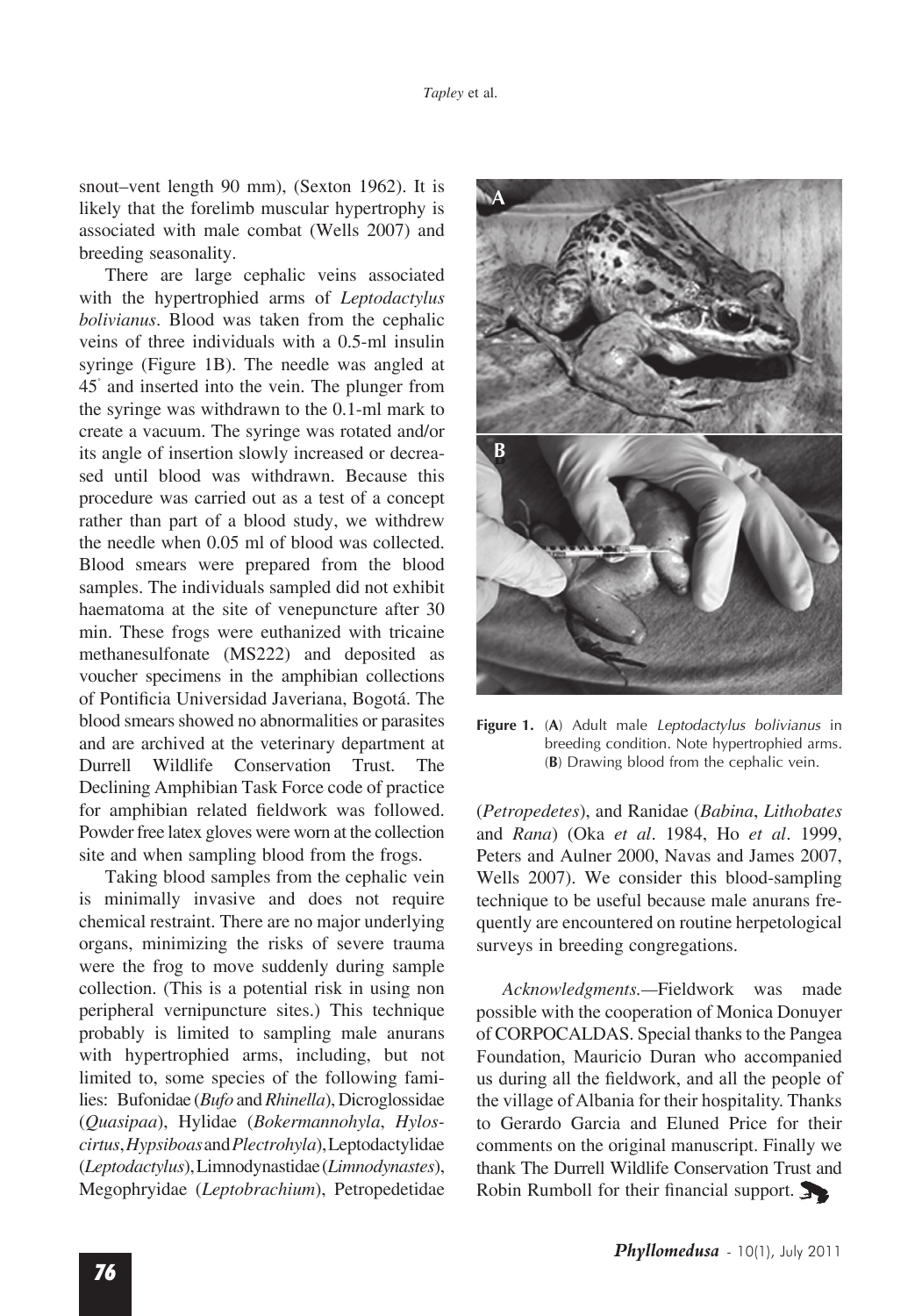snout–vent length 90 mm), (Sexton 1962). It is likely that the forelimb muscular hypertrophy is associated with male combat (Wells 2007) and breeding seasonality.

There are large cephalic veins associated with the hypertrophied arms of *Leptodactylus bolivianus*. Blood was taken from the cephalic veins of three individuals with a 0.5-ml insulin syringe (Figure 1B). The needle was angled at 45° and inserted into the vein. The plunger from the syringe was withdrawn to the 0.1-ml mark to create a vacuum. The syringe was rotated and/or its angle of insertion slowly increased or decreased until blood was withdrawn. Because this procedure was carried out as a test of a concept rather than part of a blood study, we withdrew the needle when 0.05 ml of blood was collected. Blood smears were prepared from the blood samples. The individuals sampled did not exhibit haematoma at the site of venepuncture after 30 min. These frogs were euthanized with tricaine methanesulfonate (MS222) and deposited as voucher specimens in the amphibian collections of Pontificia Universidad Javeriana, Bogotá. The blood smears showed no abnormalities or parasites and are archived at the veterinary department at Durrell Wildlife Conservation Trust. The Declining Amphibian Task Force code of practice for amphibian related fieldwork was followed. Powder free latex gloves were worn at the collection site and when sampling blood from the frogs.

Taking blood samples from the cephalic vein is minimally invasive and does not require chemical restraint. There are no major underlying organs, minimizing the risks of severe trauma were the frog to move suddenly during sample collection. (This is a potential risk in using non peripheral vernipuncture sites.) This technique probably is limited to sampling male anurans with hypertrophied arms, including, but not limited to, some species of the following families: Bufonidae (*Bufo* and *Rhinella*), Dicroglossidae (*Quasipaa*), Hylidae (*Bokermannohyla*, *Hyloscirtus*, *Hypsiboas* and *Plectrohyla*), Leptodactylidae (*Leptodactylus*), Limnodynastidae (*Limnodynastes*), Megophryidae (*Leptobrachium*), Petropedetidae (*Petropedetes*), and Ranidae (*Babina*, *Lithobates* and *Rana*) (Oka *et al*. 1984, Ho *et al*. 1999, Peters and Aulner 2000, Navas and James 2007, Wells 2007). We consider this blood-sampling technique to be useful because male anurans frequently are encountered on routine herpetological surveys in breeding congregations.

**Figure 1.** (**A**) Adult male *Leptodactylus bolivianus* in breeding condition. Note hypertrophied arms. (**B**) Drawing blood from the cephalic vein.

*Acknowledgments.*—Fieldwork was made possible with the cooperation of Monica Donuyer of CORPOCALDAS. Special thanks to the Pangea Foundation, Mauricio Duran who accompanied us during all the fieldwork, and all the people of the village of Albania for their hospitality. Thanks to Gerardo Garcia and Eluned Price for their comments on the original manuscript. Finally we thank The Durrell Wildlife Conservation Trust and Robin Rumboll for their financial support.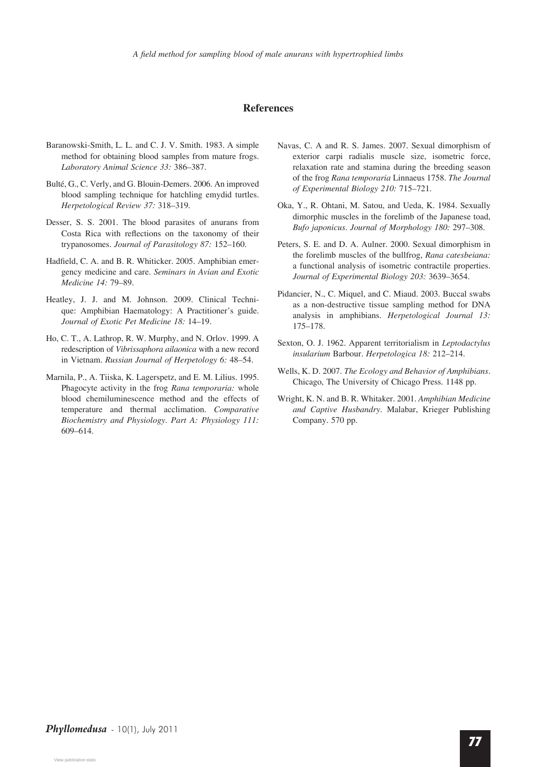## References

Baranowski-Smith, L. L. and C. J. V. Smith. 1983. A simple method for obtaining blood samples from mature frogs. *Laboratory Animal Science 33:* 386–387.

Bulté, G., C. Verly, and G. Blouin-Demers. 2006. An improved blood sampling technique for hatchling emydid turtles. *Herpetological Review 37:* 318–319.

Desser, S. S. 2001. The blood parasites of anurans from Costa Rica with reflections on the taxonomy of their trypanosomes. *Journal of Parasitology 87:* 152–160.

Hadfield, C. A. and B. R. Whiticker. 2005. Amphibian emergency medicine and care. *Seminars in Avian and Exotic Medicine 14:* 79–89.

Heatley, J. J. and M. Johnson. 2009. Clinical Technique: Amphibian Haematology: A Practitioner's guide. *Journal of Exotic Pet Medicine 18:* 14–19.

Ho, C. T., A. Lathrop, R. W. Murphy, and N. Orlov. 1999. A redescription of *Vibrissaphora ailaonica* with a new record in Vietnam. *Russian Journal of Herpetology 6:* 48–54.

Marnila, P., A. Tiiska, K. Lagerspetz, and E. M. Lilius. 1995. Phagocyte activity in the frog *Rana temporaria:* whole blood chemiluminescence method and the effects of temperature and thermal acclimation. *Comparative Biochemistry and Physiology. Part A: Physiology 111:* 609–614.

Navas, C. A and R. S. James. 2007. Sexual dimorphism of exterior carpi radialis muscle size, isometric force, relaxation rate and stamina during the breeding season of the frog *Rana temporaria* Linnaeus 1758. *The Journal of Experimental Biology 210:* 715–721.

Oka, Y., R. Ohtani, M. Satou, and Ueda, K. 1984. Sexually dimorphic muscles in the forelimb of the Japanese toad, *Bufo japonicus*. *Journal of Morphology 180:* 297–308.

Peters, S. E. and D. A. Aulner. 2000. Sexual dimorphism in the forelimb muscles of the bullfrog, *Rana catesbeiana:* a functional analysis of isometric contractile properties. *Journal of Experimental Biology 203:* 3639–3654.

Pidancier, N., C. Miquel, and C. Miaud. 2003. Buccal swabs as a non-destructive tissue sampling method for DNA analysis in amphibians. *Herpetological Journal 13:* 175–178.

Sexton, O. J. 1962. Apparent territorialism in *Leptodactylus insularium* Barbour. *Herpetologica 18:* 212–214.

Wells, K. D. 2007. *The Ecology and Behavior of Amphibians*. Chicago, The University of Chicago Press. 1148 pp.

Wright, K. N. and B. R. Whitaker. 2001. *Amphibian Medicine and Captive Husbandry*. Malabar, Krieger Publishing Company. 570 pp.